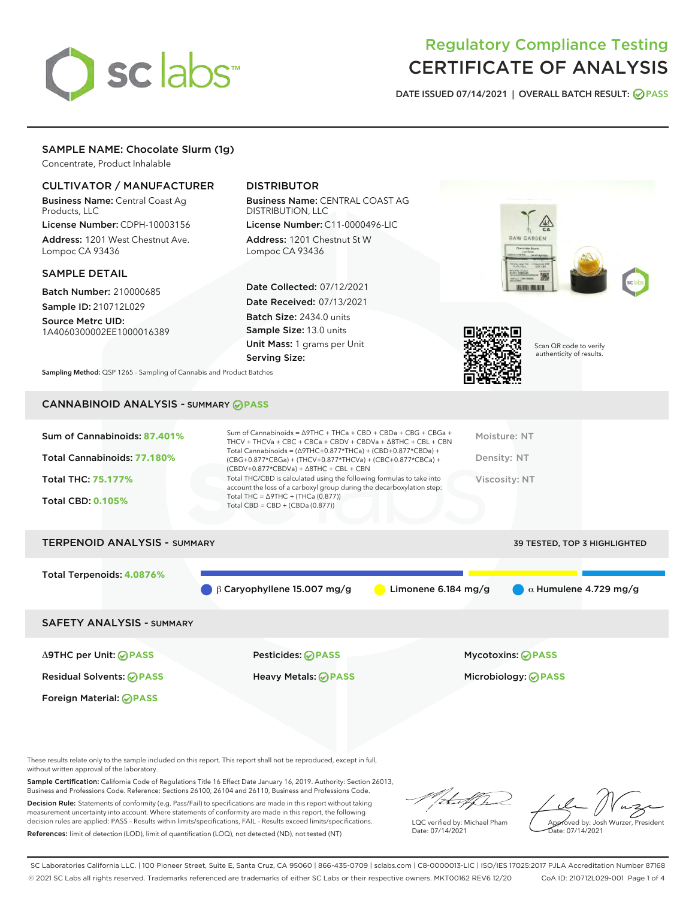# Regulatory Compliance Testing
# CERTIFICATE OF ANALYSIS

DATE ISSUED 07/14/2021 | OVERALL BATCH RESULT: PASS

## SAMPLE NAME: Chocolate Slurm (1g)

Concentrate, Product Inhalable

### CULTIVATOR / MANUFACTURER

**Business Name:** Central Coast Ag Products, LLC

**License Number:** CDPH-10003156

**Address:** 1201 West Chestnut Ave. Lompoc CA 93436

### DISTRIBUTOR

**Business Name:** CENTRAL COAST AG DISTRIBUTION, LLC

**License Number:** C11-0000496-LIC

**Address:** 1201 Chestnut St W Lompoc CA 93436

### SAMPLE DETAIL

**Batch Number:** 210000685

**Sample ID:** 210712L029

**Source Metrc UID:** 1A4060300002EE1000016389

**Date Collected:** 07/12/2021

**Date Received:** 07/13/2021

**Batch Size:** 2434.0 units

**Sample Size:** 13.0 units

**Unit Mass:** 1 grams per Unit

**Serving Size:**

Scan QR code to verify authenticity of results.

**Sampling Method:** QSP 1265 - Sampling of Cannabis and Product Batches

## CANNABINOID ANALYSIS - SUMMARY PASS

**Sum of Cannabinoids: 87.401%**

**Total Cannabinoids: 77.180%**

**Total THC: 75.177%**

**Total CBD: 0.105%**

Sum of Cannabinoids = Δ9THC + THCa + CBD + CBDa + CBG + CBGa + THCV + THCVa + CBC + CBCa + CBDV + CBDVa + Δ8THC + CBL + CBN

Total Cannabinoids = (Δ9THC+0.877*THCa) + (CBD+0.877*CBDa) + (CBG+0.877*CBGa) + (THCV+0.877*THCVa) + (CBC+0.877*CBCa) + (CBDV+0.877*CBDVa) + Δ8THC + CBL + CBN

Total THC/CBD is calculated using the following formulas to take into account the loss of a carboxyl group during the decarboxylation step:
Total THC = Δ9THC + (THCa (0.877))
Total CBD = CBD + (CBDa (0.877))

Moisture: NT

Density: NT

Viscosity: NT

## TERPENOID ANALYSIS - SUMMARY

39 TESTED, TOP 3 HIGHLIGHTED

**Total Terpenoids: 4.0876%**

β Caryophyllene 15.007 mg/g | Limonene 6.184 mg/g | α Humulene 4.729 mg/g

## SAFETY ANALYSIS - SUMMARY

| | | |
|---|---|---|
| Δ9THC per Unit: PASS | Pesticides: PASS | Mycotoxins: PASS |
| Residual Solvents: PASS | Heavy Metals: PASS | Microbiology: PASS |
| Foreign Material: PASS | | |

These results relate only to the sample included on this report. This report shall not be reproduced, except in full, without written approval of the laboratory.

**Sample Certification:** California Code of Regulations Title 16 Effect Date January 16, 2019. Authority: Section 26013, Business and Professions Code. Reference: Sections 26100, 26104 and 26110, Business and Professions Code.

**Decision Rule:** Statements of conformity (e.g. Pass/Fail) to specifications are made in this report without taking measurement uncertainty into account. Where statements of conformity are made in this report, the following decision rules are applied: PASS – Results within limits/specifications, FAIL – Results exceed limits/specifications.

**References:** limit of detection (LOD), limit of quantification (LOQ), not detected (ND), not tested (NT)

LQC verified by: Michael Pham
Date: 07/14/2021

Approved by: Josh Wurzer, President
Date: 07/14/2021

SC Laboratories California LLC. | 100 Pioneer Street, Suite E, Santa Cruz, CA 95060 | 866-435-0709 | sclabs.com | C8-0000013-LIC | ISO/IES 17025:2017 PJLA Accreditation Number 87168
© 2021 SC Labs all rights reserved. Trademarks referenced are trademarks of either SC Labs or their respective owners. MKT00162 REV6 12/20 CoA ID: 210712L029-001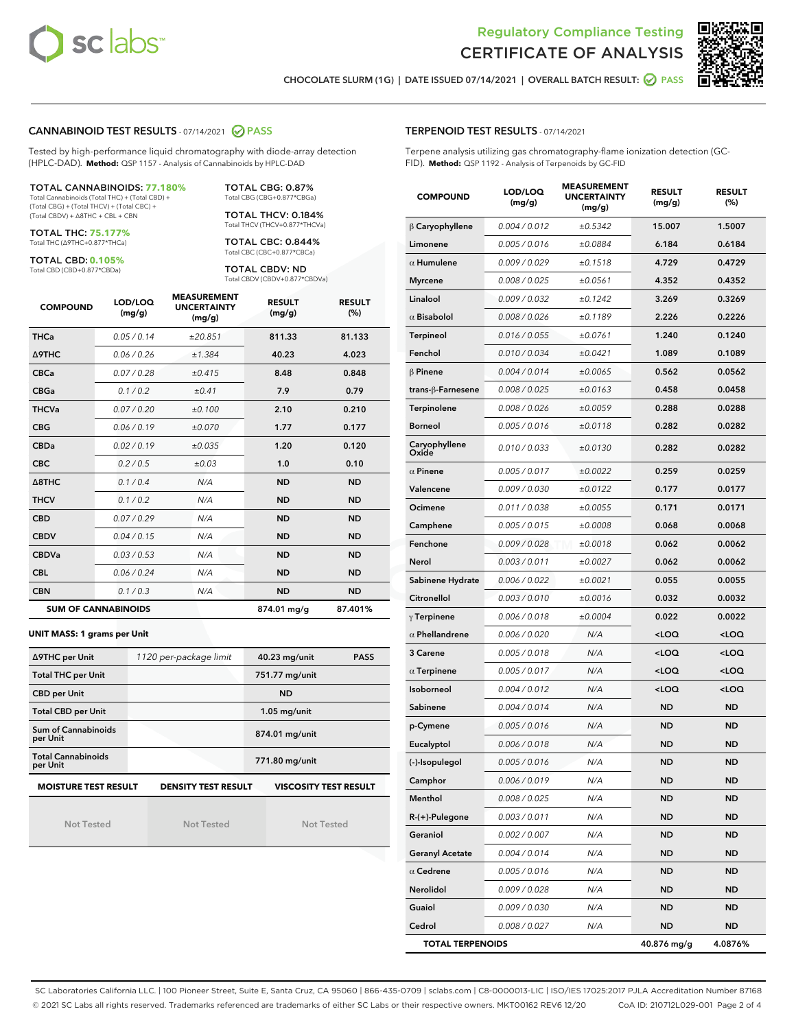Regulatory Compliance Testing

# CERTIFICATE OF ANALYSIS

CHOCOLATE SLURM (1G) | DATE ISSUED 07/14/2021 | OVERALL BATCH RESULT: PASS

## CANNABINOID TEST RESULTS - 07/14/2021 PASS

Tested by high-performance liquid chromatography with diode-array detection (HPLC-DAD). **Method:** QSP 1157 - Analysis of Cannabinoids by HPLC-DAD

**TOTAL CANNABINOIDS: 77.180%**
Total Cannabinoids (Total THC) + (Total CBD) + (Total CBG) + (Total THCV) + (Total CBC) + (Total CBDV) + Δ8THC + CBL + CBN

**TOTAL THC: 75.177%**
Total THC (Δ9THC+0.877*THCa)

**TOTAL CBD: 0.105%**
Total CBD (CBD+0.877*CBDa)

**TOTAL CBG: 0.87%**
Total CBG (CBG+0.877*CBGa)

**TOTAL THCV: 0.184%**
Total THCV (THCV+0.877*THCVa)

**TOTAL CBC: 0.844%**
Total CBC (CBC+0.877*CBCa)

**TOTAL CBDV: ND**
Total CBDV (CBDV+0.877*CBDVa)

| COMPOUND | LOD/LOQ (mg/g) | MEASUREMENT UNCERTAINTY (mg/g) | RESULT (mg/g) | RESULT (%) |
|---|---|---|---|---|
| THCa | 0.05 / 0.14 | ±20.851 | 811.33 | 81.133 |
| Δ9THC | 0.06 / 0.26 | ±1.384 | 40.23 | 4.023 |
| CBCa | 0.07 / 0.28 | ±0.415 | 8.48 | 0.848 |
| CBGa | 0.1 / 0.2 | ±0.41 | 7.9 | 0.79 |
| THCVa | 0.07 / 0.20 | ±0.100 | 2.10 | 0.210 |
| CBG | 0.06 / 0.19 | ±0.070 | 1.77 | 0.177 |
| CBDa | 0.02 / 0.19 | ±0.035 | 1.20 | 0.120 |
| CBC | 0.2 / 0.5 | ±0.03 | 1.0 | 0.10 |
| Δ8THC | 0.1 / 0.4 | N/A | ND | ND |
| THCV | 0.1 / 0.2 | N/A | ND | ND |
| CBD | 0.07 / 0.29 | N/A | ND | ND |
| CBDV | 0.04 / 0.15 | N/A | ND | ND |
| CBDVa | 0.03 / 0.53 | N/A | ND | ND |
| CBL | 0.06 / 0.24 | N/A | ND | ND |
| CBN | 0.1 / 0.3 | N/A | ND | ND |
| **SUM OF CANNABINOIDS** | | | **874.01 mg/g** | **87.401%** |

**UNIT MASS: 1 grams per Unit**

| | | | |
|---|---|---|---|
| Δ9THC per Unit | 1120 per-package limit | 40.23 mg/unit | PASS |
| Total THC per Unit | | 751.77 mg/unit | |
| CBD per Unit | | ND | |
| Total CBD per Unit | | 1.05 mg/unit | |
| Sum of Cannabinoids per Unit | | 874.01 mg/unit | |
| Total Cannabinoids per Unit | | 771.80 mg/unit | |

| MOISTURE TEST RESULT | DENSITY TEST RESULT | VISCOSITY TEST RESULT |
|---|---|---|
| Not Tested | Not Tested | Not Tested |

## TERPENOID TEST RESULTS - 07/14/2021

Terpene analysis utilizing gas chromatography-flame ionization detection (GC-FID). **Method:** QSP 1192 - Analysis of Terpenoids by GC-FID

| COMPOUND | LOD/LOQ (mg/g) | MEASUREMENT UNCERTAINTY (mg/g) | RESULT (mg/g) | RESULT (%) |
|---|---|---|---|---|
| β Caryophyllene | 0.004 / 0.012 | ±0.5342 | 15.007 | 1.5007 |
| Limonene | 0.005 / 0.016 | ±0.0884 | 6.184 | 0.6184 |
| α Humulene | 0.009 / 0.029 | ±0.1518 | 4.729 | 0.4729 |
| Myrcene | 0.008 / 0.025 | ±0.0561 | 4.352 | 0.4352 |
| Linalool | 0.009 / 0.032 | ±0.1242 | 3.269 | 0.3269 |
| α Bisabolol | 0.008 / 0.026 | ±0.1189 | 2.226 | 0.2226 |
| Terpineol | 0.016 / 0.055 | ±0.0761 | 1.240 | 0.1240 |
| Fenchol | 0.010 / 0.034 | ±0.0421 | 1.089 | 0.1089 |
| β Pinene | 0.004 / 0.014 | ±0.0065 | 0.562 | 0.0562 |
| trans-β-Farnesene | 0.008 / 0.025 | ±0.0163 | 0.458 | 0.0458 |
| Terpinolene | 0.008 / 0.026 | ±0.0059 | 0.288 | 0.0288 |
| Borneol | 0.005 / 0.016 | ±0.0118 | 0.282 | 0.0282 |
| Caryophyllene Oxide | 0.010 / 0.033 | ±0.0130 | 0.282 | 0.0282 |
| α Pinene | 0.005 / 0.017 | ±0.0022 | 0.259 | 0.0259 |
| Valencene | 0.009 / 0.030 | ±0.0122 | 0.177 | 0.0177 |
| Ocimene | 0.011 / 0.038 | ±0.0055 | 0.171 | 0.0171 |
| Camphene | 0.005 / 0.015 | ±0.0008 | 0.068 | 0.0068 |
| Fenchone | 0.009 / 0.028 | ±0.0018 | 0.062 | 0.0062 |
| Nerol | 0.003 / 0.011 | ±0.0027 | 0.062 | 0.0062 |
| Sabinene Hydrate | 0.006 / 0.022 | ±0.0021 | 0.055 | 0.0055 |
| Citronellol | 0.003 / 0.010 | ±0.0016 | 0.032 | 0.0032 |
| γ Terpinene | 0.006 / 0.018 | ±0.0004 | 0.022 | 0.0022 |
| α Phellandrene | 0.006 / 0.020 | N/A | <LOQ | <LOQ |
| 3 Carene | 0.005 / 0.018 | N/A | <LOQ | <LOQ |
| α Terpinene | 0.005 / 0.017 | N/A | <LOQ | <LOQ |
| Isoborneol | 0.004 / 0.012 | N/A | <LOQ | <LOQ |
| Sabinene | 0.004 / 0.014 | N/A | ND | ND |
| p-Cymene | 0.005 / 0.016 | N/A | ND | ND |
| Eucalyptol | 0.006 / 0.018 | N/A | ND | ND |
| (-)-Isopulegol | 0.005 / 0.016 | N/A | ND | ND |
| Camphor | 0.006 / 0.019 | N/A | ND | ND |
| Menthol | 0.008 / 0.025 | N/A | ND | ND |
| R-(+)-Pulegone | 0.003 / 0.011 | N/A | ND | ND |
| Geraniol | 0.002 / 0.007 | N/A | ND | ND |
| Geranyl Acetate | 0.004 / 0.014 | N/A | ND | ND |
| α Cedrene | 0.005 / 0.016 | N/A | ND | ND |
| Nerolidol | 0.009 / 0.028 | N/A | ND | ND |
| Guaiol | 0.009 / 0.030 | N/A | ND | ND |
| Cedrol | 0.008 / 0.027 | N/A | ND | ND |
| **TOTAL TERPENOIDS** | | | **40.876 mg/g** | **4.0876%** |

SC Laboratories California LLC. | 100 Pioneer Street, Suite E, Santa Cruz, CA 95060 | 866-435-0709 | sclabs.com | C8-0000013-LIC | ISO/IES 17025:2017 PJLA Accreditation Number 87168
© 2021 SC Labs all rights reserved. Trademarks referenced are trademarks of either SC Labs or their respective owners. MKT00162 REV6 12/20 CoA ID: 210712L029-001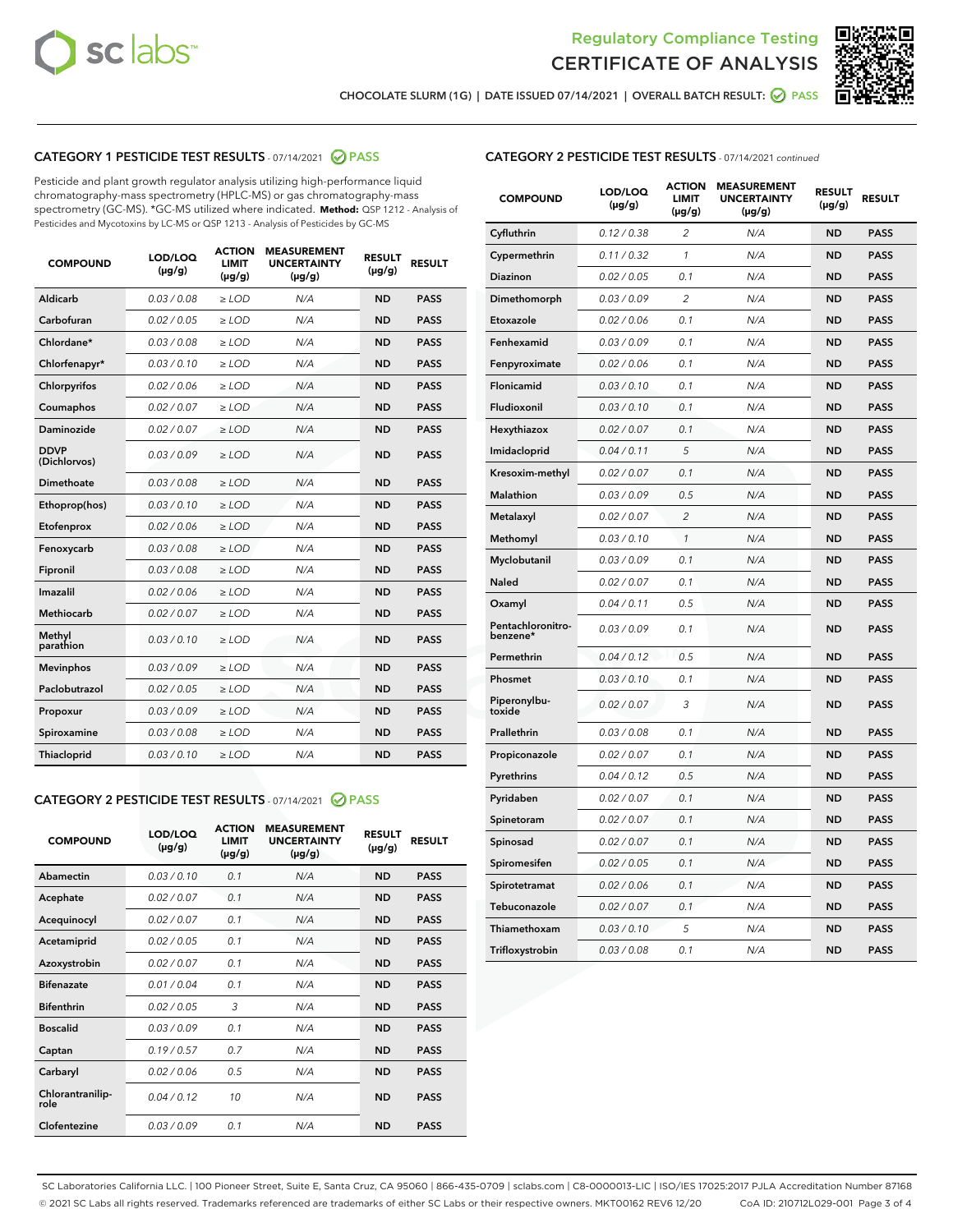Regulatory Compliance Testing
CERTIFICATE OF ANALYSIS

CHOCOLATE SLURM (1G) | DATE ISSUED 07/14/2021 | OVERALL BATCH RESULT: PASS

## CATEGORY 1 PESTICIDE TEST RESULTS - 07/14/2021 PASS

Pesticide and plant growth regulator analysis utilizing high-performance liquid chromatography-mass spectrometry (HPLC-MS) or gas chromatography-mass spectrometry (GC-MS). *GC-MS utilized where indicated. **Method:** QSP 1212 - Analysis of Pesticides and Mycotoxins by LC-MS or QSP 1213 - Analysis of Pesticides by GC-MS

| COMPOUND | LOD/LOQ (µg/g) | ACTION LIMIT (µg/g) | MEASUREMENT UNCERTAINTY (µg/g) | RESULT (µg/g) | RESULT |
|---|---|---|---|---|---|
| Aldicarb | 0.03 / 0.08 | ≥ LOD | N/A | ND | PASS |
| Carbofuran | 0.02 / 0.05 | ≥ LOD | N/A | ND | PASS |
| Chlordane* | 0.03 / 0.08 | ≥ LOD | N/A | ND | PASS |
| Chlorfenapyr* | 0.03 / 0.10 | ≥ LOD | N/A | ND | PASS |
| Chlorpyrifos | 0.02 / 0.06 | ≥ LOD | N/A | ND | PASS |
| Coumaphos | 0.02 / 0.07 | ≥ LOD | N/A | ND | PASS |
| Daminozide | 0.02 / 0.07 | ≥ LOD | N/A | ND | PASS |
| DDVP (Dichlorvos) | 0.03 / 0.09 | ≥ LOD | N/A | ND | PASS |
| Dimethoate | 0.03 / 0.08 | ≥ LOD | N/A | ND | PASS |
| Ethoprop(hos) | 0.03 / 0.10 | ≥ LOD | N/A | ND | PASS |
| Etofenprox | 0.02 / 0.06 | ≥ LOD | N/A | ND | PASS |
| Fenoxycarb | 0.03 / 0.08 | ≥ LOD | N/A | ND | PASS |
| Fipronil | 0.03 / 0.08 | ≥ LOD | N/A | ND | PASS |
| Imazalil | 0.02 / 0.06 | ≥ LOD | N/A | ND | PASS |
| Methiocarb | 0.02 / 0.07 | ≥ LOD | N/A | ND | PASS |
| Methyl parathion | 0.03 / 0.10 | ≥ LOD | N/A | ND | PASS |
| Mevinphos | 0.03 / 0.09 | ≥ LOD | N/A | ND | PASS |
| Paclobutrazol | 0.02 / 0.05 | ≥ LOD | N/A | ND | PASS |
| Propoxur | 0.03 / 0.09 | ≥ LOD | N/A | ND | PASS |
| Spiroxamine | 0.03 / 0.08 | ≥ LOD | N/A | ND | PASS |
| Thiacloprid | 0.03 / 0.10 | ≥ LOD | N/A | ND | PASS |

## CATEGORY 2 PESTICIDE TEST RESULTS - 07/14/2021 PASS

| COMPOUND | LOD/LOQ (µg/g) | ACTION LIMIT (µg/g) | MEASUREMENT UNCERTAINTY (µg/g) | RESULT (µg/g) | RESULT |
|---|---|---|---|---|---|
| Abamectin | 0.03 / 0.10 | 0.1 | N/A | ND | PASS |
| Acephate | 0.02 / 0.07 | 0.1 | N/A | ND | PASS |
| Acequinocyl | 0.02 / 0.07 | 0.1 | N/A | ND | PASS |
| Acetamiprid | 0.02 / 0.05 | 0.1 | N/A | ND | PASS |
| Azoxystrobin | 0.02 / 0.07 | 0.1 | N/A | ND | PASS |
| Bifenazate | 0.01 / 0.04 | 0.1 | N/A | ND | PASS |
| Bifenthrin | 0.02 / 0.05 | 3 | N/A | ND | PASS |
| Boscalid | 0.03 / 0.09 | 0.1 | N/A | ND | PASS |
| Captan | 0.19 / 0.57 | 0.7 | N/A | ND | PASS |
| Carbaryl | 0.02 / 0.06 | 0.5 | N/A | ND | PASS |
| Chlorantraniliprole | 0.04 / 0.12 | 10 | N/A | ND | PASS |
| Clofentezine | 0.03 / 0.09 | 0.1 | N/A | ND | PASS |
| Cyfluthrin | 0.12 / 0.38 | 2 | N/A | ND | PASS |
| Cypermethrin | 0.11 / 0.32 | 1 | N/A | ND | PASS |
| Diazinon | 0.02 / 0.05 | 0.1 | N/A | ND | PASS |
| Dimethomorph | 0.03 / 0.09 | 2 | N/A | ND | PASS |
| Etoxazole | 0.02 / 0.06 | 0.1 | N/A | ND | PASS |
| Fenhexamid | 0.03 / 0.09 | 0.1 | N/A | ND | PASS |
| Fenpyroximate | 0.02 / 0.06 | 0.1 | N/A | ND | PASS |
| Flonicamid | 0.03 / 0.10 | 0.1 | N/A | ND | PASS |
| Fludioxonil | 0.03 / 0.10 | 0.1 | N/A | ND | PASS |
| Hexythiazox | 0.02 / 0.07 | 0.1 | N/A | ND | PASS |
| Imidacloprid | 0.04 / 0.11 | 5 | N/A | ND | PASS |
| Kresoxim-methyl | 0.02 / 0.07 | 0.1 | N/A | ND | PASS |
| Malathion | 0.03 / 0.09 | 0.5 | N/A | ND | PASS |
| Metalaxyl | 0.02 / 0.07 | 2 | N/A | ND | PASS |
| Methomyl | 0.03 / 0.10 | 1 | N/A | ND | PASS |
| Myclobutanil | 0.03 / 0.09 | 0.1 | N/A | ND | PASS |
| Naled | 0.02 / 0.07 | 0.1 | N/A | ND | PASS |
| Oxamyl | 0.04 / 0.11 | 0.5 | N/A | ND | PASS |
| Pentachloronitrobenzene* | 0.03 / 0.09 | 0.1 | N/A | ND | PASS |
| Permethrin | 0.04 / 0.12 | 0.5 | N/A | ND | PASS |
| Phosmet | 0.03 / 0.10 | 0.1 | N/A | ND | PASS |
| Piperonylbutoxide | 0.02 / 0.07 | 3 | N/A | ND | PASS |
| Prallethrin | 0.03 / 0.08 | 0.1 | N/A | ND | PASS |
| Propiconazole | 0.02 / 0.07 | 0.1 | N/A | ND | PASS |
| Pyrethrins | 0.04 / 0.12 | 0.5 | N/A | ND | PASS |
| Pyridaben | 0.02 / 0.07 | 0.1 | N/A | ND | PASS |
| Spinetoram | 0.02 / 0.07 | 0.1 | N/A | ND | PASS |
| Spinosad | 0.02 / 0.07 | 0.1 | N/A | ND | PASS |
| Spiromesifen | 0.02 / 0.05 | 0.1 | N/A | ND | PASS |
| Spirotetramat | 0.02 / 0.06 | 0.1 | N/A | ND | PASS |
| Tebuconazole | 0.02 / 0.07 | 0.1 | N/A | ND | PASS |
| Thiamethoxam | 0.03 / 0.10 | 5 | N/A | ND | PASS |
| Trifloxystrobin | 0.03 / 0.08 | 0.1 | N/A | ND | PASS |

SC Laboratories California LLC. | 100 Pioneer Street, Suite E, Santa Cruz, CA 95060 | 866-435-0709 | sclabs.com | C8-0000013-LIC | ISO/IES 17025:2017 PJLA Accreditation Number 87168
© 2021 SC Labs all rights reserved. Trademarks referenced are trademarks of either SC Labs or their respective owners. MKT00162 REV6 12/20 CoA ID: 210712L029-001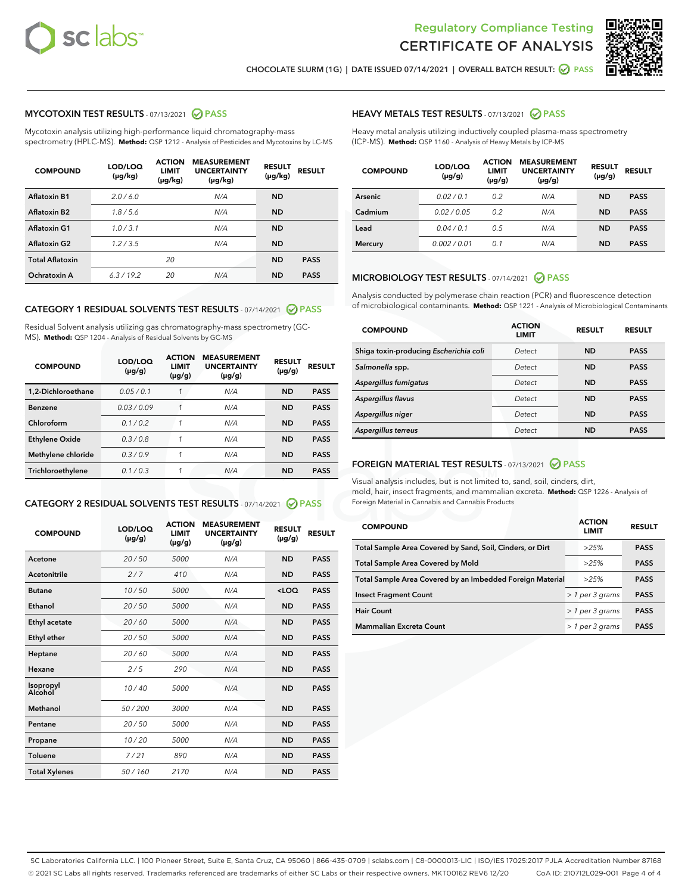Regulatory Compliance Testing

# CERTIFICATE OF ANALYSIS

CHOCOLATE SLURM (1G) | DATE ISSUED 07/14/2021 | OVERALL BATCH RESULT: PASS

## MYCOTOXIN TEST RESULTS - 07/13/2021 PASS

Mycotoxin analysis utilizing high-performance liquid chromatography-mass spectrometry (HPLC-MS). **Method:** QSP 1212 - Analysis of Pesticides and Mycotoxins by LC-MS

| COMPOUND | LOD/LOQ (µg/kg) | ACTION LIMIT (µg/kg) | MEASUREMENT UNCERTAINTY (µg/kg) | RESULT (µg/kg) | RESULT |
|---|---|---|---|---|---|
| Aflatoxin B1 | 2.0 / 6.0 | | N/A | ND | |
| Aflatoxin B2 | 1.8 / 5.6 | | N/A | ND | |
| Aflatoxin G1 | 1.0 / 3.1 | | N/A | ND | |
| Aflatoxin G2 | 1.2 / 3.5 | | N/A | ND | |
| Total Aflatoxin | | 20 | | ND | PASS |
| Ochratoxin A | 6.3 / 19.2 | 20 | N/A | ND | PASS |

## CATEGORY 1 RESIDUAL SOLVENTS TEST RESULTS - 07/14/2021 PASS

Residual Solvent analysis utilizing gas chromatography-mass spectrometry (GC-MS). **Method:** QSP 1204 - Analysis of Residual Solvents by GC-MS

| COMPOUND | LOD/LOQ (µg/g) | ACTION LIMIT (µg/g) | MEASUREMENT UNCERTAINTY (µg/g) | RESULT (µg/g) | RESULT |
|---|---|---|---|---|---|
| 1,2-Dichloroethane | 0.05 / 0.1 | 1 | N/A | ND | PASS |
| Benzene | 0.03 / 0.09 | 1 | N/A | ND | PASS |
| Chloroform | 0.1 / 0.2 | 1 | N/A | ND | PASS |
| Ethylene Oxide | 0.3 / 0.8 | 1 | N/A | ND | PASS |
| Methylene chloride | 0.3 / 0.9 | 1 | N/A | ND | PASS |
| Trichloroethylene | 0.1 / 0.3 | 1 | N/A | ND | PASS |

## CATEGORY 2 RESIDUAL SOLVENTS TEST RESULTS - 07/14/2021 PASS

| COMPOUND | LOD/LOQ (µg/g) | ACTION LIMIT (µg/g) | MEASUREMENT UNCERTAINTY (µg/g) | RESULT (µg/g) | RESULT |
|---|---|---|---|---|---|
| Acetone | 20 / 50 | 5000 | N/A | ND | PASS |
| Acetonitrile | 2 / 7 | 410 | N/A | ND | PASS |
| Butane | 10 / 50 | 5000 | N/A | <LOQ | PASS |
| Ethanol | 20 / 50 | 5000 | N/A | ND | PASS |
| Ethyl acetate | 20 / 60 | 5000 | N/A | ND | PASS |
| Ethyl ether | 20 / 50 | 5000 | N/A | ND | PASS |
| Heptane | 20 / 60 | 5000 | N/A | ND | PASS |
| Hexane | 2 / 5 | 290 | N/A | ND | PASS |
| Isopropyl Alcohol | 10 / 40 | 5000 | N/A | ND | PASS |
| Methanol | 50 / 200 | 3000 | N/A | ND | PASS |
| Pentane | 20 / 50 | 5000 | N/A | ND | PASS |
| Propane | 10 / 20 | 5000 | N/A | ND | PASS |
| Toluene | 7 / 21 | 890 | N/A | ND | PASS |
| Total Xylenes | 50 / 160 | 2170 | N/A | ND | PASS |

## HEAVY METALS TEST RESULTS - 07/13/2021 PASS

Heavy metal analysis utilizing inductively coupled plasma-mass spectrometry (ICP-MS). **Method:** QSP 1160 - Analysis of Heavy Metals by ICP-MS

| COMPOUND | LOD/LOQ (µg/g) | ACTION LIMIT (µg/g) | MEASUREMENT UNCERTAINTY (µg/g) | RESULT (µg/g) | RESULT |
|---|---|---|---|---|---|
| Arsenic | 0.02 / 0.1 | 0.2 | N/A | ND | PASS |
| Cadmium | 0.02 / 0.05 | 0.2 | N/A | ND | PASS |
| Lead | 0.04 / 0.1 | 0.5 | N/A | ND | PASS |
| Mercury | 0.002 / 0.01 | 0.1 | N/A | ND | PASS |

## MICROBIOLOGY TEST RESULTS - 07/14/2021 PASS

Analysis conducted by polymerase chain reaction (PCR) and fluorescence detection of microbiological contaminants. **Method:** QSP 1221 - Analysis of Microbiological Contaminants

| COMPOUND | ACTION LIMIT | RESULT | RESULT |
|---|---|---|---|
| Shiga toxin-producing *Escherichia coli* | Detect | ND | PASS |
| *Salmonella* spp. | Detect | ND | PASS |
| *Aspergillus fumigatus* | Detect | ND | PASS |
| *Aspergillus flavus* | Detect | ND | PASS |
| *Aspergillus niger* | Detect | ND | PASS |
| *Aspergillus terreus* | Detect | ND | PASS |

## FOREIGN MATERIAL TEST RESULTS - 07/13/2021 PASS

Visual analysis includes, but is not limited to, sand, soil, cinders, dirt, mold, hair, insect fragments, and mammalian excreta. **Method:** QSP 1226 - Analysis of Foreign Material in Cannabis and Cannabis Products

| COMPOUND | ACTION LIMIT | RESULT |
|---|---|---|
| Total Sample Area Covered by Sand, Soil, Cinders, or Dirt | >25% | PASS |
| Total Sample Area Covered by Mold | >25% | PASS |
| Total Sample Area Covered by an Imbedded Foreign Material | >25% | PASS |
| Insect Fragment Count | > 1 per 3 grams | PASS |
| Hair Count | > 1 per 3 grams | PASS |
| Mammalian Excreta Count | > 1 per 3 grams | PASS |

SC Laboratories California LLC. | 100 Pioneer Street, Suite E, Santa Cruz, CA 95060 | 866-435-0709 | sclabs.com | C8-0000013-LIC | ISO/IES 17025:2017 PJLA Accreditation Number 87168
© 2021 SC Labs all rights reserved. Trademarks referenced are trademarks of either SC Labs or their respective owners. MKT00162 REV6 12/20 CoA ID: 210712L029-001